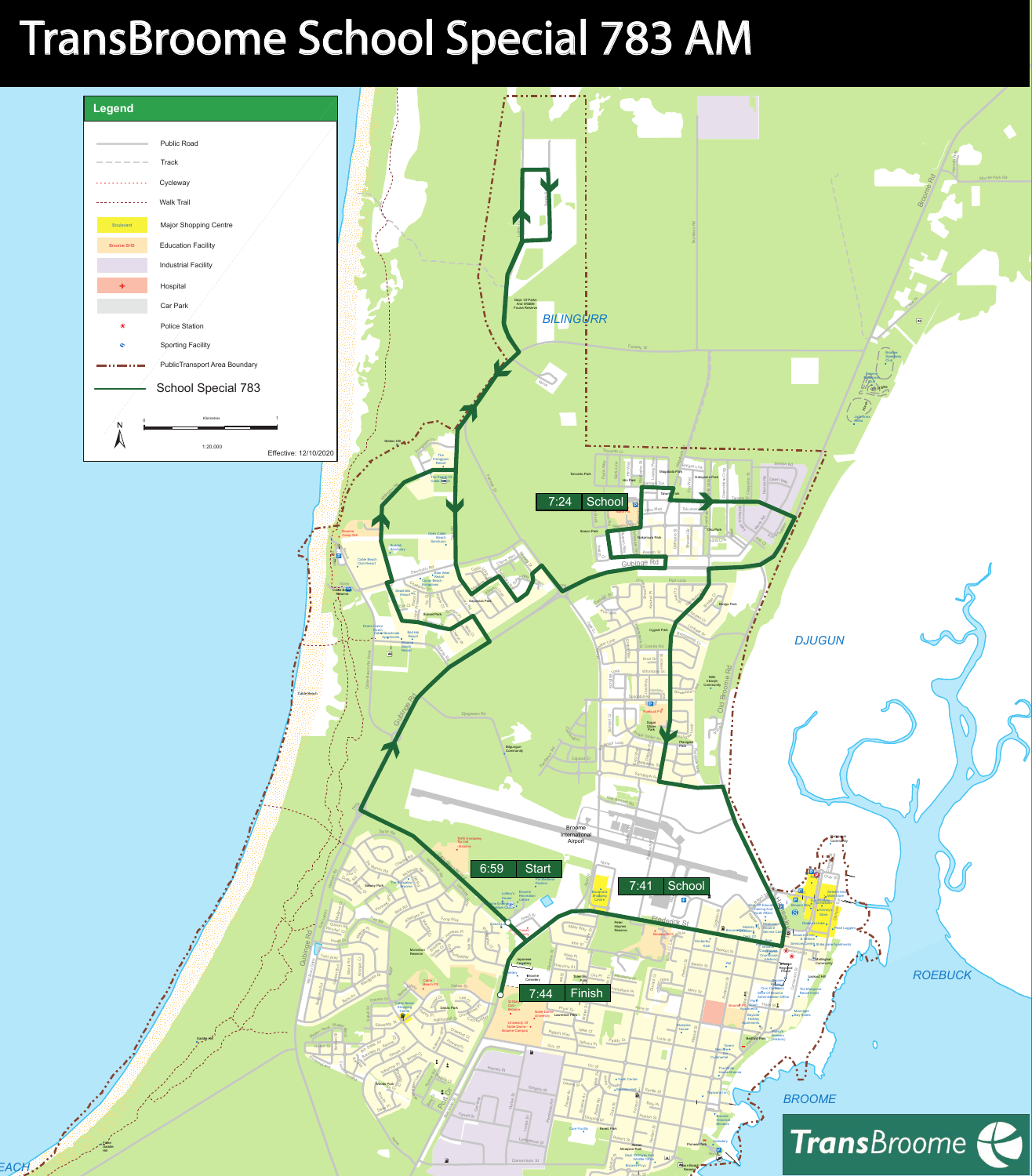# TransBroome School Special 783 AM

## Legend

- Public Road
- Track
- Cycleway
- Walk Trail
- Major Shopping Centre
- Education Facility
- Industrial Facility
- Hospital
- Car Park
- Police Station
- Sporting Facility
- PublicTransport Area Boundary
- School Special 783

Kilometres: 0 – 1

1:20,000

Effective: 12/10/2020

| Time | Stop |
|---|---|
| 6:59 | Start |
| 7:24 | School |
| 7:41 | School |
| 7:44 | Finish |

BILINGURR

DJUGUN

ROEBUCK

BROOME

TransBroome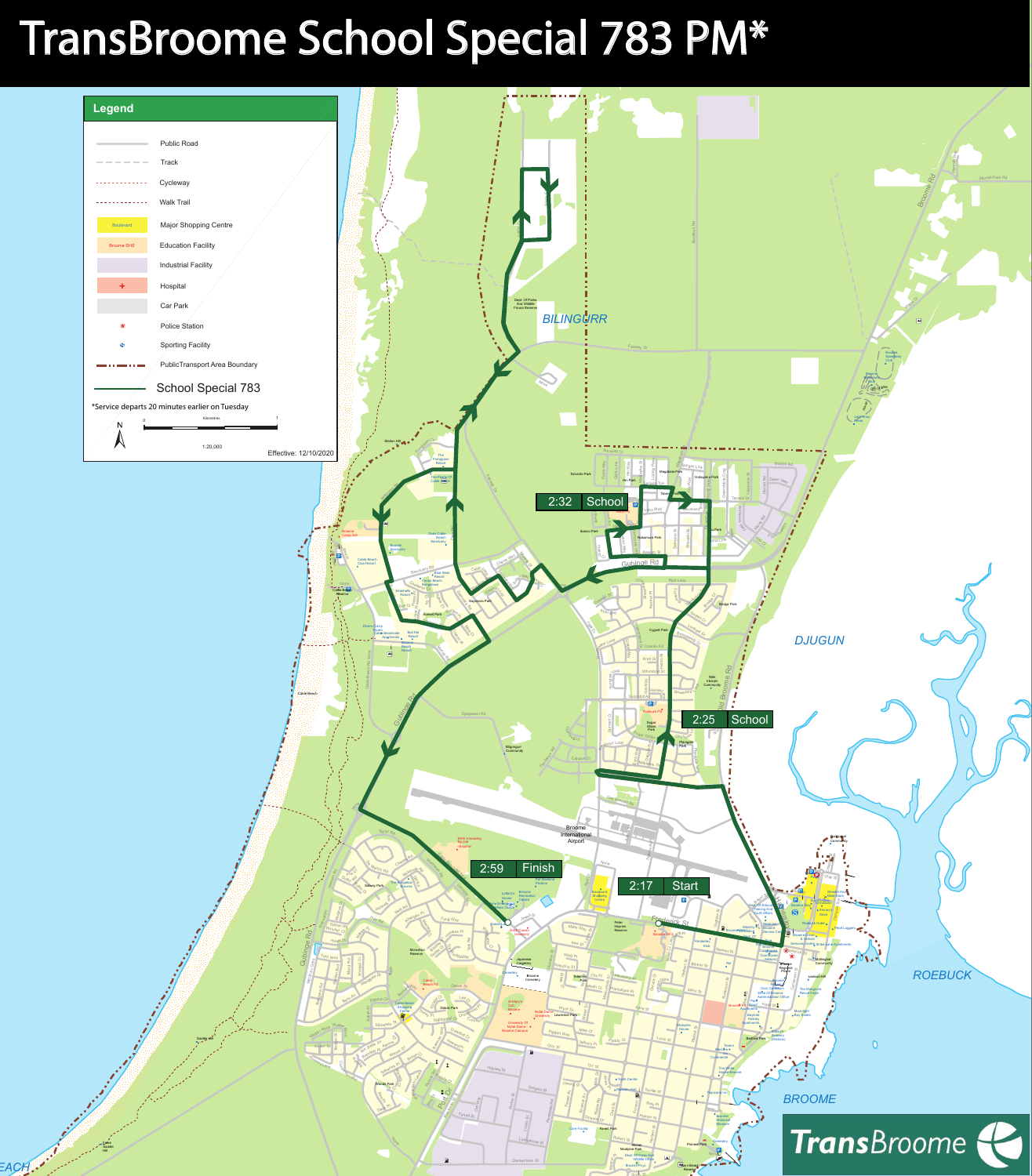# TransBroome School Special 783 PM*

## Legend

- Public Road
- Track
- Cycleway
- Walk Trail
- Major Shopping Centre
- Education Facility
- Industrial Facility
- Hospital
- Car Park
- Police Station
- Sporting Facility
- PublicTransport Area Boundary
- School Special 783

*Service departs 20 minutes earlier on Tuesday

Kilometres

0 1

1:20,000

Effective: 12/10/2020

2:17 Start

2:25 School

2:32 School

2:59 Finish

BILINGURR

DJUGUN

ROEBUCK

BROOME

TransBroome